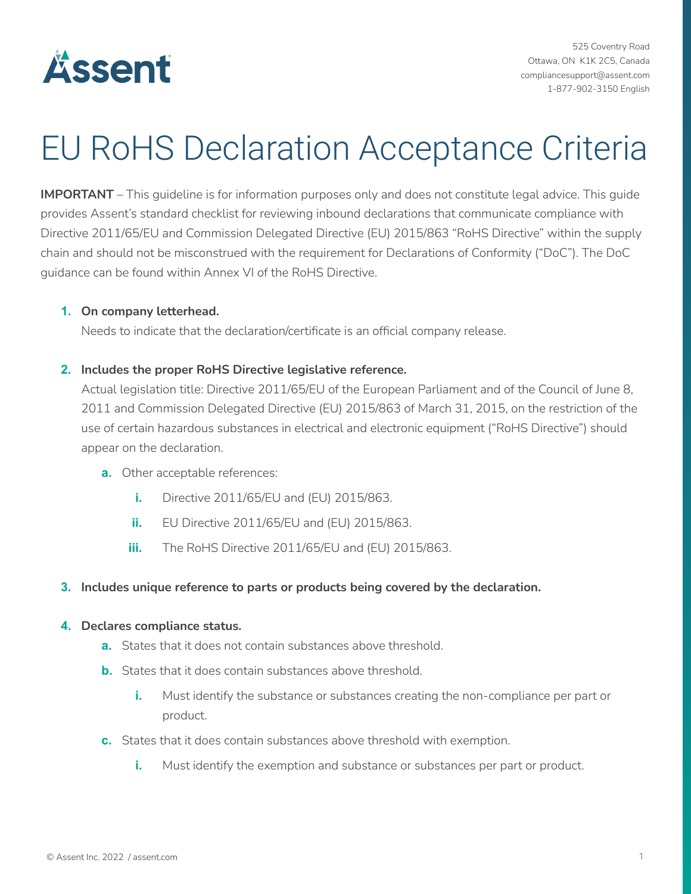Assent

525 Coventry Road
Ottawa, ON K1K 2C5, Canada
compliancesupport@assent.com
1-877-902-3150 English

# EU RoHS Declaration Acceptance Criteria

**IMPORTANT** – This guideline is for information purposes only and does not constitute legal advice. This guide provides Assent's standard checklist for reviewing inbound declarations that communicate compliance with Directive 2011/65/EU and Commission Delegated Directive (EU) 2015/863 "RoHS Directive" within the supply chain and should not be misconstrued with the requirement for Declarations of Conformity ("DoC"). The DoC guidance can be found within Annex VI of the RoHS Directive.

1. **On company letterhead.**
   Needs to indicate that the declaration/certificate is an official company release.

2. **Includes the proper RoHS Directive legislative reference.**
   Actual legislation title: Directive 2011/65/EU of the European Parliament and of the Council of June 8, 2011 and Commission Delegated Directive (EU) 2015/863 of March 31, 2015, on the restriction of the use of certain hazardous substances in electrical and electronic equipment ("RoHS Directive") should appear on the declaration.
   a. Other acceptable references:
      i. Directive 2011/65/EU and (EU) 2015/863.
      ii. EU Directive 2011/65/EU and (EU) 2015/863.
      iii. The RoHS Directive 2011/65/EU and (EU) 2015/863.

3. **Includes unique reference to parts or products being covered by the declaration.**

4. **Declares compliance status.**
   a. States that it does not contain substances above threshold.
   b. States that it does contain substances above threshold.
      i. Must identify the substance or substances creating the non-compliance per part or product.
   c. States that it does contain substances above threshold with exemption.
      i. Must identify the exemption and substance or substances per part or product.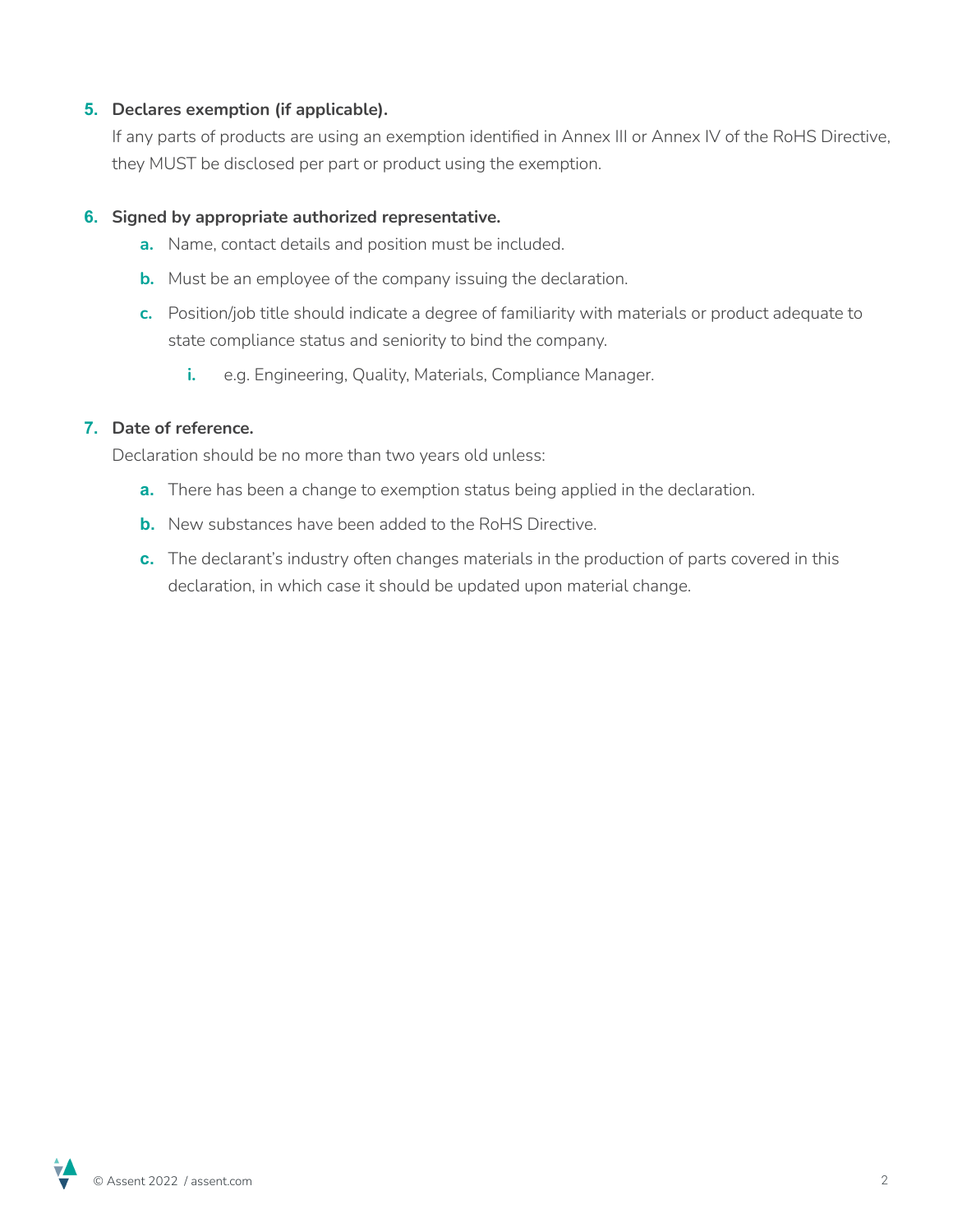5. **Declares exemption (if applicable).**

   If any parts of products are using an exemption identified in Annex III or Annex IV of the RoHS Directive, they MUST be disclosed per part or product using the exemption.

6. **Signed by appropriate authorized representative.**

   a. Name, contact details and position must be included.

   b. Must be an employee of the company issuing the declaration.

   c. Position/job title should indicate a degree of familiarity with materials or product adequate to state compliance status and seniority to bind the company.

      i. e.g. Engineering, Quality, Materials, Compliance Manager.

7. **Date of reference.**

   Declaration should be no more than two years old unless:

   a. There has been a change to exemption status being applied in the declaration.

   b. New substances have been added to the RoHS Directive.

   c. The declarant's industry often changes materials in the production of parts covered in this declaration, in which case it should be updated upon material change.